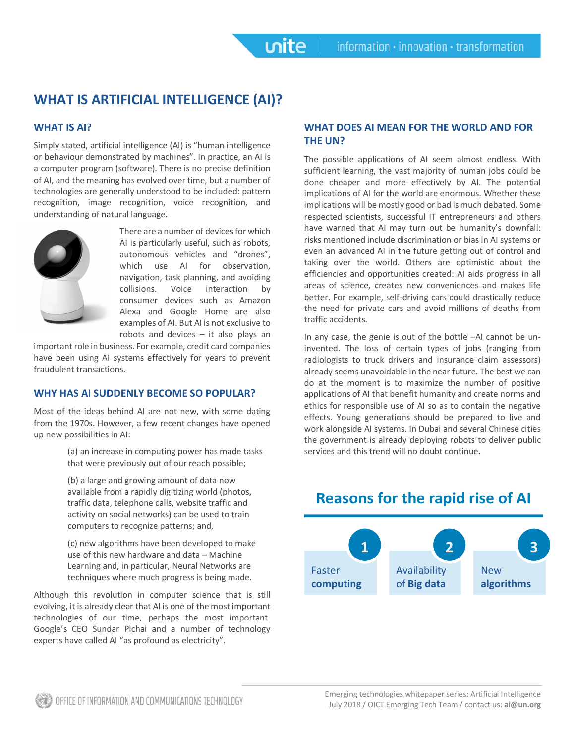# WHAT IS ARTIFICIAL INTELLIGENCE (AI)?

## WHAT IS AI?

Simply stated, artificial intelligence (AI) is "human intelligence or behaviour demonstrated by machines". In practice, an AI is a computer program (software). There is no precise definition of AI, and the meaning has evolved over time, but a number of technologies are generally understood to be included: pattern recognition, image recognition, voice recognition, and understanding of natural language.

There are a number of devices for which AI is particularly useful, such as robots, autonomous vehicles and "drones", which use AI for observation, navigation, task planning, and avoiding collisions. Voice interaction by consumer devices such as Amazon Alexa and Google Home are also examples of AI. But AI is not exclusive to robots and devices – it also plays an important role in business. For example, credit card companies have been using AI systems effectively for years to prevent fraudulent transactions.

## WHY HAS AI SUDDENLY BECOME SO POPULAR?

Most of the ideas behind AI are not new, with some dating from the 1970s. However, a few recent changes have opened up new possibilities in AI:

(a) an increase in computing power has made tasks that were previously out of our reach possible;

(b) a large and growing amount of data now available from a rapidly digitizing world (photos, traffic data, telephone calls, website traffic and activity on social networks) can be used to train computers to recognize patterns; and,

(c) new algorithms have been developed to make use of this new hardware and data – Machine Learning and, in particular, Neural Networks are techniques where much progress is being made.

Although this revolution in computer science that is still evolving, it is already clear that AI is one of the most important technologies of our time, perhaps the most important. Google's CEO Sundar Pichai and a number of technology experts have called AI "as profound as electricity".

## WHAT DOES AI MEAN FOR THE WORLD AND FOR THE UN?

The possible applications of AI seem almost endless. With sufficient learning, the vast majority of human jobs could be done cheaper and more effectively by AI. The potential implications of AI for the world are enormous. Whether these implications will be mostly good or bad is much debated. Some respected scientists, successful IT entrepreneurs and others have warned that AI may turn out be humanity's downfall: risks mentioned include discrimination or bias in AI systems or even an advanced AI in the future getting out of control and taking over the world. Others are optimistic about the efficiencies and opportunities created: AI aids progress in all areas of science, creates new conveniences and makes life better. For example, self-driving cars could drastically reduce the need for private cars and avoid millions of deaths from traffic accidents.

In any case, the genie is out of the bottle –AI cannot be un-invented. The loss of certain types of jobs (ranging from radiologists to truck drivers and insurance claim assessors) already seems unavoidable in the near future. The best we can do at the moment is to maximize the number of positive applications of AI that benefit humanity and create norms and ethics for responsible use of AI so as to contain the negative effects. Young generations should be prepared to live and work alongside AI systems. In Dubai and several Chinese cities the government is already deploying robots to deliver public services and this trend will no doubt continue.

## Reasons for the rapid rise of AI

1. Faster **computing**
2. Availability of **Big data**
3. New **algorithms**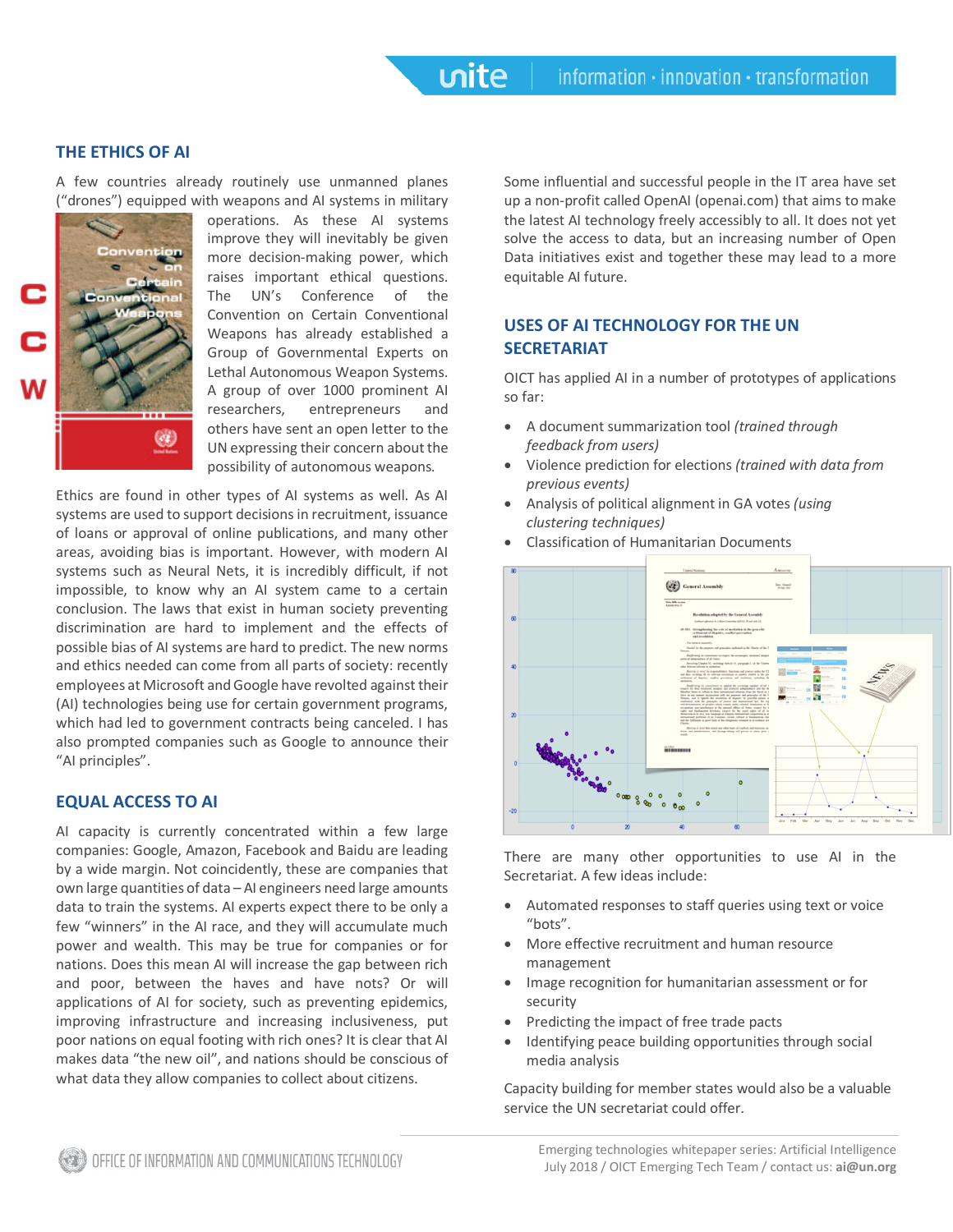## THE ETHICS OF AI

A few countries already routinely use unmanned planes ("drones") equipped with weapons and AI systems in military operations. As these AI systems improve they will inevitably be given more decision-making power, which raises important ethical questions. The UN's Conference of the Convention on Certain Conventional Weapons has already established a Group of Governmental Experts on Lethal Autonomous Weapon Systems. A group of over 1000 prominent AI researchers, entrepreneurs and others have sent an open letter to the UN expressing their concern about the possibility of autonomous weapons.

Ethics are found in other types of AI systems as well. As AI systems are used to support decisions in recruitment, issuance of loans or approval of online publications, and many other areas, avoiding bias is important. However, with modern AI systems such as Neural Nets, it is incredibly difficult, if not impossible, to know why an AI system came to a certain conclusion. The laws that exist in human society preventing discrimination are hard to implement and the effects of possible bias of AI systems are hard to predict. The new norms and ethics needed can come from all parts of society: recently employees at Microsoft and Google have revolted against their (AI) technologies being use for certain government programs, which had led to government contracts being canceled. I has also prompted companies such as Google to announce their "AI principles".

## EQUAL ACCESS TO AI

AI capacity is currently concentrated within a few large companies: Google, Amazon, Facebook and Baidu are leading by a wide margin. Not coincidentally, these are companies that own large quantities of data – AI engineers need large amounts data to train the systems. AI experts expect there to be only a few "winners" in the AI race, and they will accumulate much power and wealth. This may be true for companies or for nations. Does this mean AI will increase the gap between rich and poor, between the haves and have nots? Or will applications of AI for society, such as preventing epidemics, improving infrastructure and increasing inclusiveness, put poor nations on equal footing with rich ones? It is clear that AI makes data "the new oil", and nations should be conscious of what data they allow companies to collect about citizens.

Some influential and successful people in the IT area have set up a non-profit called OpenAI (openai.com) that aims to make the latest AI technology freely accessibly to all. It does not yet solve the access to data, but an increasing number of Open Data initiatives exist and together these may lead to a more equitable AI future.

## USES OF AI TECHNOLOGY FOR THE UN SECRETARIAT

OICT has applied AI in a number of prototypes of applications so far:

- A document summarization tool *(trained through feedback from users)*
- Violence prediction for elections *(trained with data from previous events)*
- Analysis of political alignment in GA votes *(using clustering techniques)*
- Classification of Humanitarian Documents

There are many other opportunities to use AI in the Secretariat. A few ideas include:

- Automated responses to staff queries using text or voice "bots".
- More effective recruitment and human resource management
- Image recognition for humanitarian assessment or for security
- Predicting the impact of free trade pacts
- Identifying peace building opportunities through social media analysis

Capacity building for member states would also be a valuable service the UN secretariat could offer.